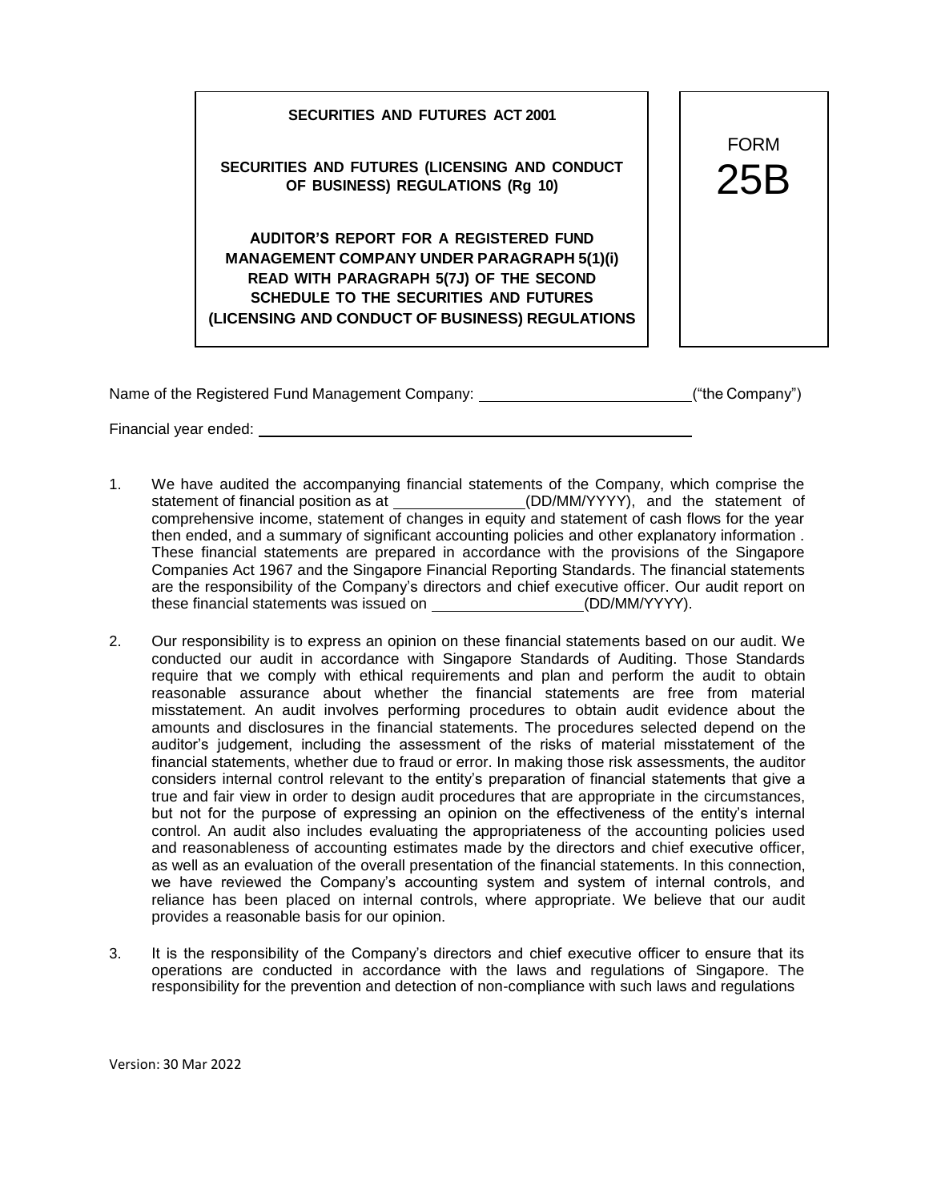**SECURITIES AND FUTURES ACT 2001**

**SECURITIES AND FUTURES (LICENSING AND CONDUCT OF BUSINESS) REGULATIONS (Rg 10)**

**AUDITOR'S REPORT FOR A REGISTERED FUND MANAGEMENT COMPANY UNDER PARAGRAPH 5(1)(i) READ WITH PARAGRAPH 5(7J) OF THE SECOND SCHEDULE TO THE SECURITIES AND FUTURES (LICENSING AND CONDUCT OF BUSINESS) REGULATIONS**

FORM
25B

Name of the Registered Fund Management Company: \_\_\_\_\_\_\_\_\_\_\_\_\_\_\_\_\_\_\_\_\_\_\_\_\_\_("the Company")

Financial year ended: \_\_\_\_\_\_\_\_\_\_\_\_\_\_\_\_\_\_\_\_\_\_\_\_\_\_\_\_\_\_\_\_\_\_\_\_\_\_\_\_\_\_\_\_\_\_\_\_\_\_\_\_\_\_

1. We have audited the accompanying financial statements of the Company, which comprise the statement of financial position as at \_\_\_\_\_\_\_\_\_\_\_\_\_\_\_\_(DD/MM/YYYY), and the statement of comprehensive income, statement of changes in equity and statement of cash flows for the year then ended, and a summary of significant accounting policies and other explanatory information . These financial statements are prepared in accordance with the provisions of the Singapore Companies Act 1967 and the Singapore Financial Reporting Standards. The financial statements are the responsibility of the Company's directors and chief executive officer. Our audit report on these financial statements was issued on \_\_\_\_\_\_\_\_\_\_\_\_\_\_\_\_\_\_(DD/MM/YYYY).

2. Our responsibility is to express an opinion on these financial statements based on our audit. We conducted our audit in accordance with Singapore Standards of Auditing. Those Standards require that we comply with ethical requirements and plan and perform the audit to obtain reasonable assurance about whether the financial statements are free from material misstatement. An audit involves performing procedures to obtain audit evidence about the amounts and disclosures in the financial statements. The procedures selected depend on the auditor's judgement, including the assessment of the risks of material misstatement of the financial statements, whether due to fraud or error. In making those risk assessments, the auditor considers internal control relevant to the entity's preparation of financial statements that give a true and fair view in order to design audit procedures that are appropriate in the circumstances, but not for the purpose of expressing an opinion on the effectiveness of the entity's internal control. An audit also includes evaluating the appropriateness of the accounting policies used and reasonableness of accounting estimates made by the directors and chief executive officer, as well as an evaluation of the overall presentation of the financial statements. In this connection, we have reviewed the Company's accounting system and system of internal controls, and reliance has been placed on internal controls, where appropriate. We believe that our audit provides a reasonable basis for our opinion.

3. It is the responsibility of the Company's directors and chief executive officer to ensure that its operations are conducted in accordance with the laws and regulations of Singapore. The responsibility for the prevention and detection of non-compliance with such laws and regulations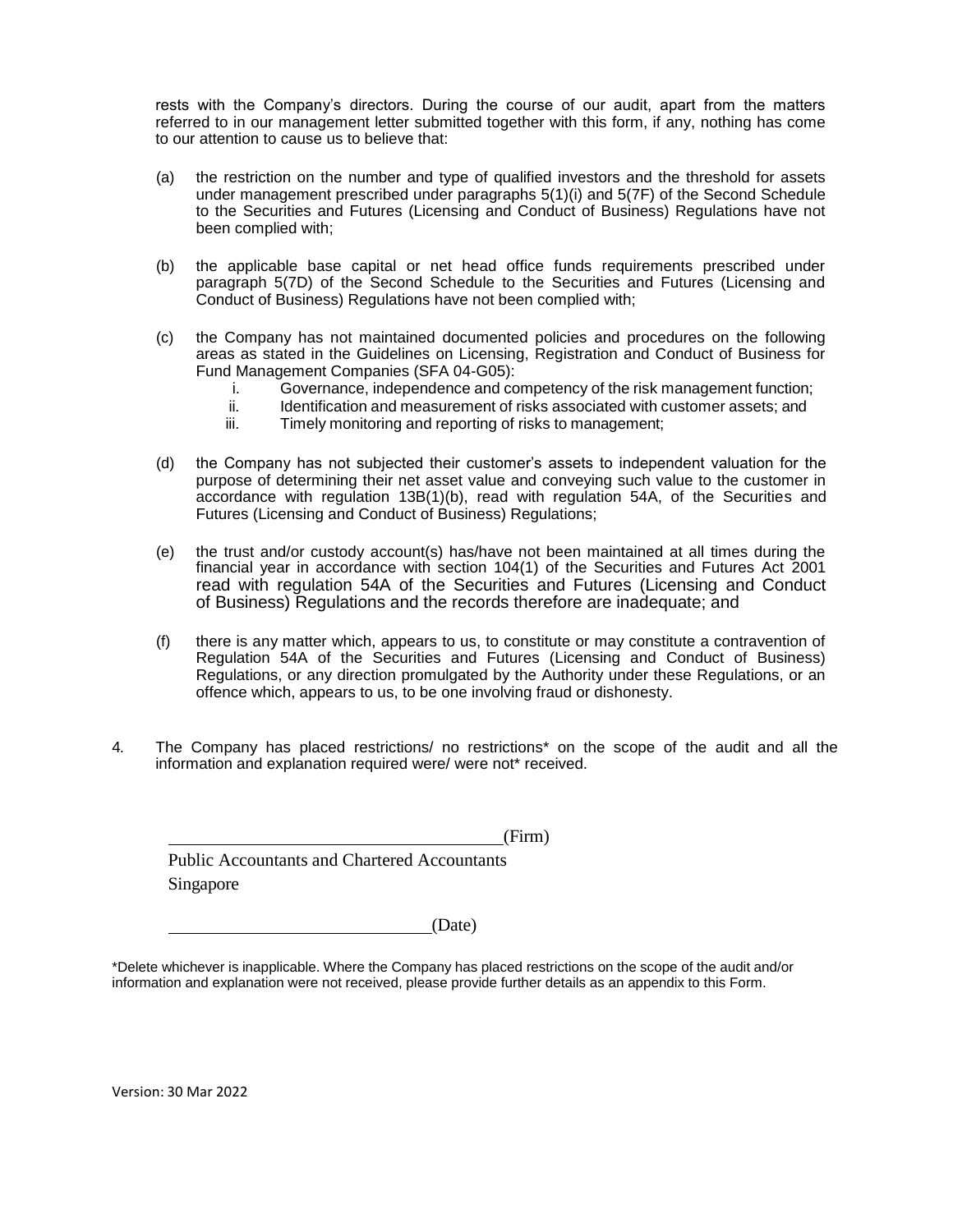rests with the Company's directors. During the course of our audit, apart from the matters referred to in our management letter submitted together with this form, if any, nothing has come to our attention to cause us to believe that:

(a) the restriction on the number and type of qualified investors and the threshold for assets under management prescribed under paragraphs 5(1)(i) and 5(7F) of the Second Schedule to the Securities and Futures (Licensing and Conduct of Business) Regulations have not been complied with;

(b) the applicable base capital or net head office funds requirements prescribed under paragraph 5(7D) of the Second Schedule to the Securities and Futures (Licensing and Conduct of Business) Regulations have not been complied with;

(c) the Company has not maintained documented policies and procedures on the following areas as stated in the Guidelines on Licensing, Registration and Conduct of Business for Fund Management Companies (SFA 04-G05):
   i. Governance, independence and competency of the risk management function;
   ii. Identification and measurement of risks associated with customer assets; and
   iii. Timely monitoring and reporting of risks to management;

(d) the Company has not subjected their customer's assets to independent valuation for the purpose of determining their net asset value and conveying such value to the customer in accordance with regulation 13B(1)(b), read with regulation 54A, of the Securities and Futures (Licensing and Conduct of Business) Regulations;

(e) the trust and/or custody account(s) has/have not been maintained at all times during the financial year in accordance with section 104(1) of the Securities and Futures Act 2001 read with regulation 54A of the Securities and Futures (Licensing and Conduct of Business) Regulations and the records therefore are inadequate; and

(f) there is any matter which, appears to us, to constitute or may constitute a contravention of Regulation 54A of the Securities and Futures (Licensing and Conduct of Business) Regulations, or any direction promulgated by the Authority under these Regulations, or an offence which, appears to us, to be one involving fraud or dishonesty.

4. The Company has placed restrictions/ no restrictions* on the scope of the audit and all the information and explanation required were/ were not* received.

______________________________(Firm)

Public Accountants and Chartered Accountants

Singapore

______________________(Date)

*Delete whichever is inapplicable. Where the Company has placed restrictions on the scope of the audit and/or information and explanation were not received, please provide further details as an appendix to this Form.

Version: 30 Mar 2022